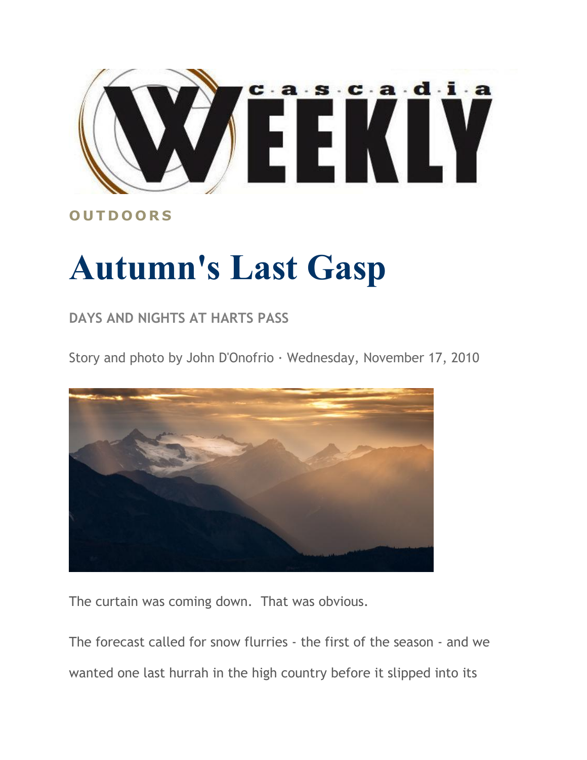Cascadia Weekly

OUTDOORS

# Autumn's Last Gasp

DAYS AND NIGHTS AT HARTS PASS

Story and photo by John D'Onofrio · Wednesday, November 17, 2010

The curtain was coming down. That was obvious.

The forecast called for snow flurries - the first of the season - and we wanted one last hurrah in the high country before it slipped into its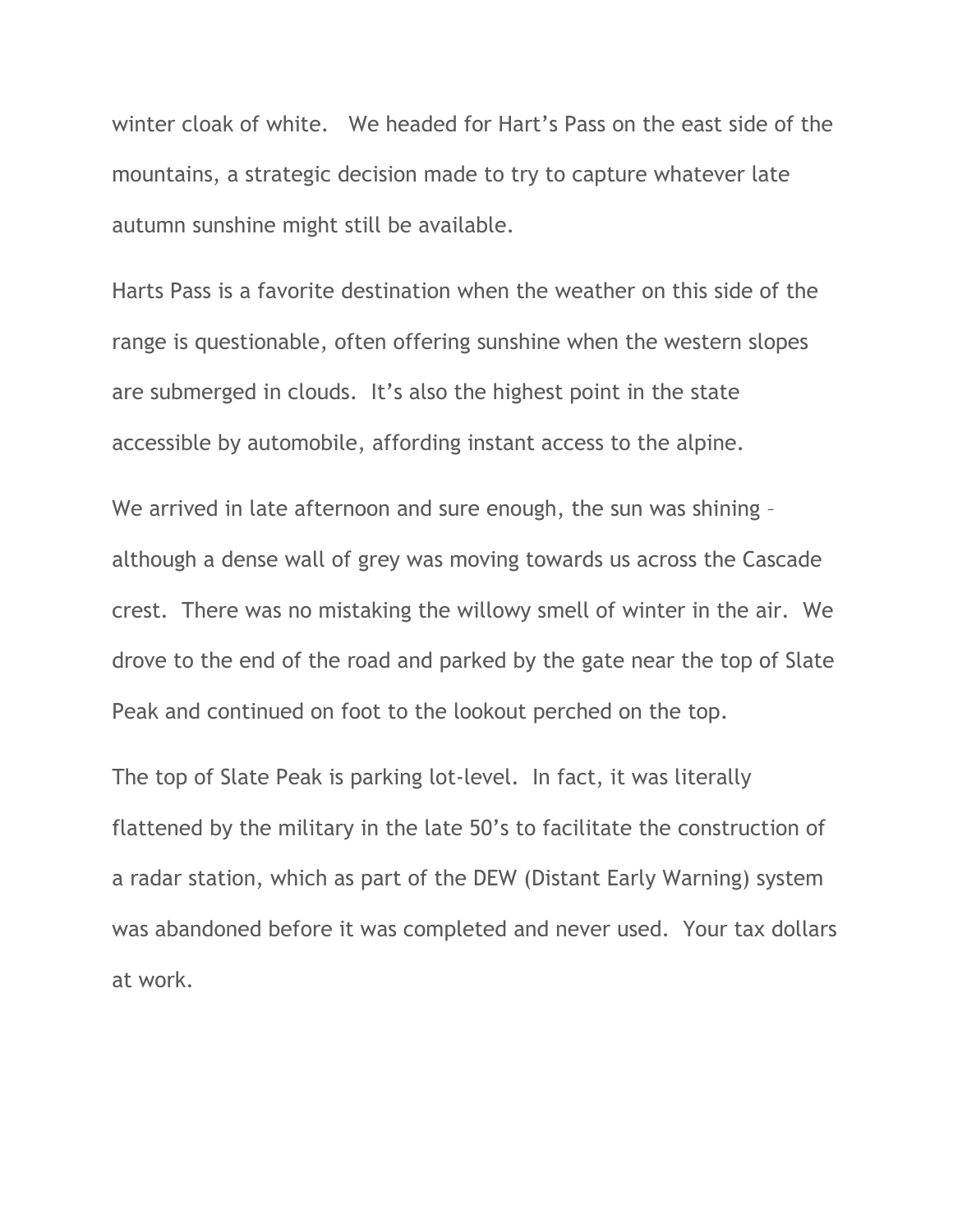winter cloak of white. We headed for Hart's Pass on the east side of the mountains, a strategic decision made to try to capture whatever late autumn sunshine might still be available.

Harts Pass is a favorite destination when the weather on this side of the range is questionable, often offering sunshine when the western slopes are submerged in clouds. It's also the highest point in the state accessible by automobile, affording instant access to the alpine.

We arrived in late afternoon and sure enough, the sun was shining – although a dense wall of grey was moving towards us across the Cascade crest. There was no mistaking the willowy smell of winter in the air. We drove to the end of the road and parked by the gate near the top of Slate Peak and continued on foot to the lookout perched on the top.

The top of Slate Peak is parking lot-level. In fact, it was literally flattened by the military in the late 50's to facilitate the construction of a radar station, which as part of the DEW (Distant Early Warning) system was abandoned before it was completed and never used. Your tax dollars at work.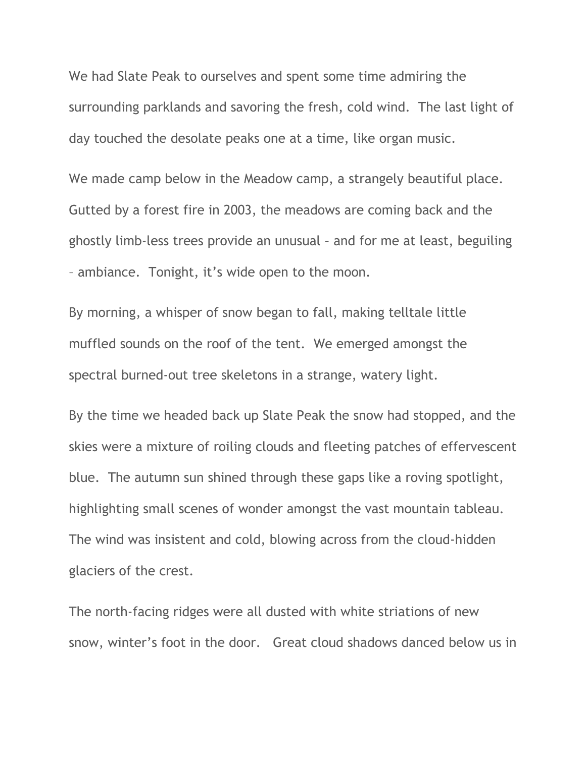We had Slate Peak to ourselves and spent some time admiring the surrounding parklands and savoring the fresh, cold wind. The last light of day touched the desolate peaks one at a time, like organ music.

We made camp below in the Meadow camp, a strangely beautiful place. Gutted by a forest fire in 2003, the meadows are coming back and the ghostly limb-less trees provide an unusual – and for me at least, beguiling – ambiance. Tonight, it's wide open to the moon.

By morning, a whisper of snow began to fall, making telltale little muffled sounds on the roof of the tent. We emerged amongst the spectral burned-out tree skeletons in a strange, watery light.

By the time we headed back up Slate Peak the snow had stopped, and the skies were a mixture of roiling clouds and fleeting patches of effervescent blue. The autumn sun shined through these gaps like a roving spotlight, highlighting small scenes of wonder amongst the vast mountain tableau. The wind was insistent and cold, blowing across from the cloud-hidden glaciers of the crest.

The north-facing ridges were all dusted with white striations of new snow, winter's foot in the door. Great cloud shadows danced below us in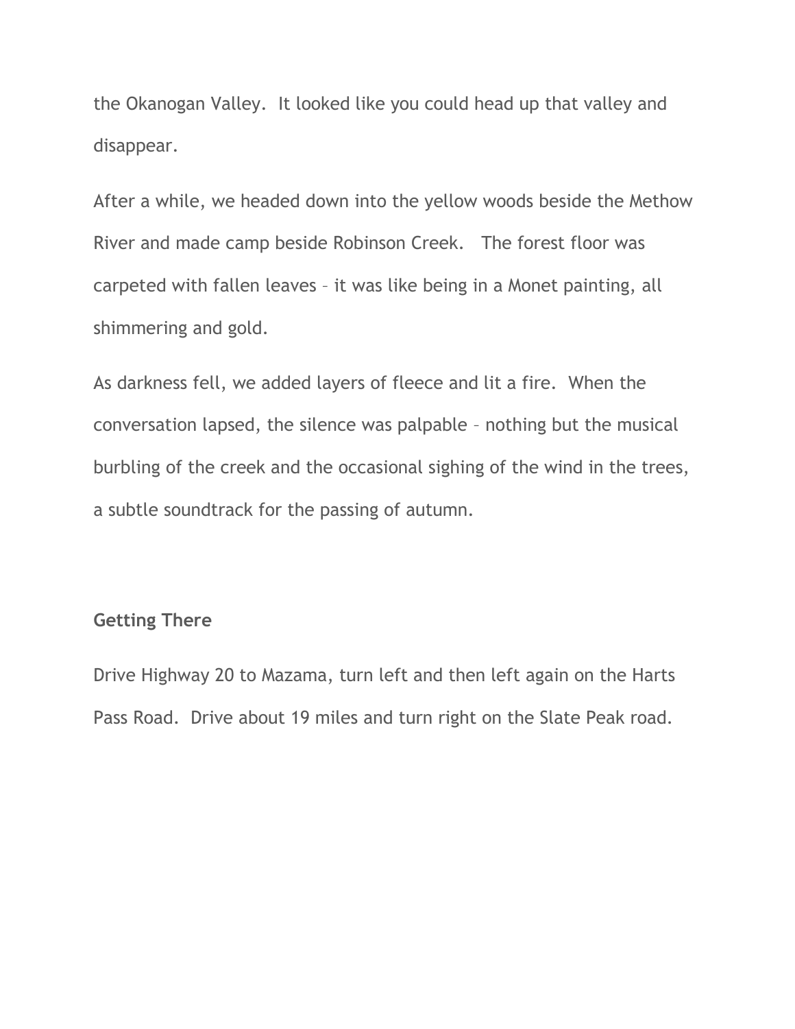the Okanogan Valley.  It looked like you could head up that valley and disappear.

After a while, we headed down into the yellow woods beside the Methow River and made camp beside Robinson Creek.   The forest floor was carpeted with fallen leaves – it was like being in a Monet painting, all shimmering and gold.

As darkness fell, we added layers of fleece and lit a fire.  When the conversation lapsed, the silence was palpable – nothing but the musical burbling of the creek and the occasional sighing of the wind in the trees, a subtle soundtrack for the passing of autumn.

**Getting There**

Drive Highway 20 to Mazama, turn left and then left again on the Harts Pass Road.  Drive about 19 miles and turn right on the Slate Peak road.